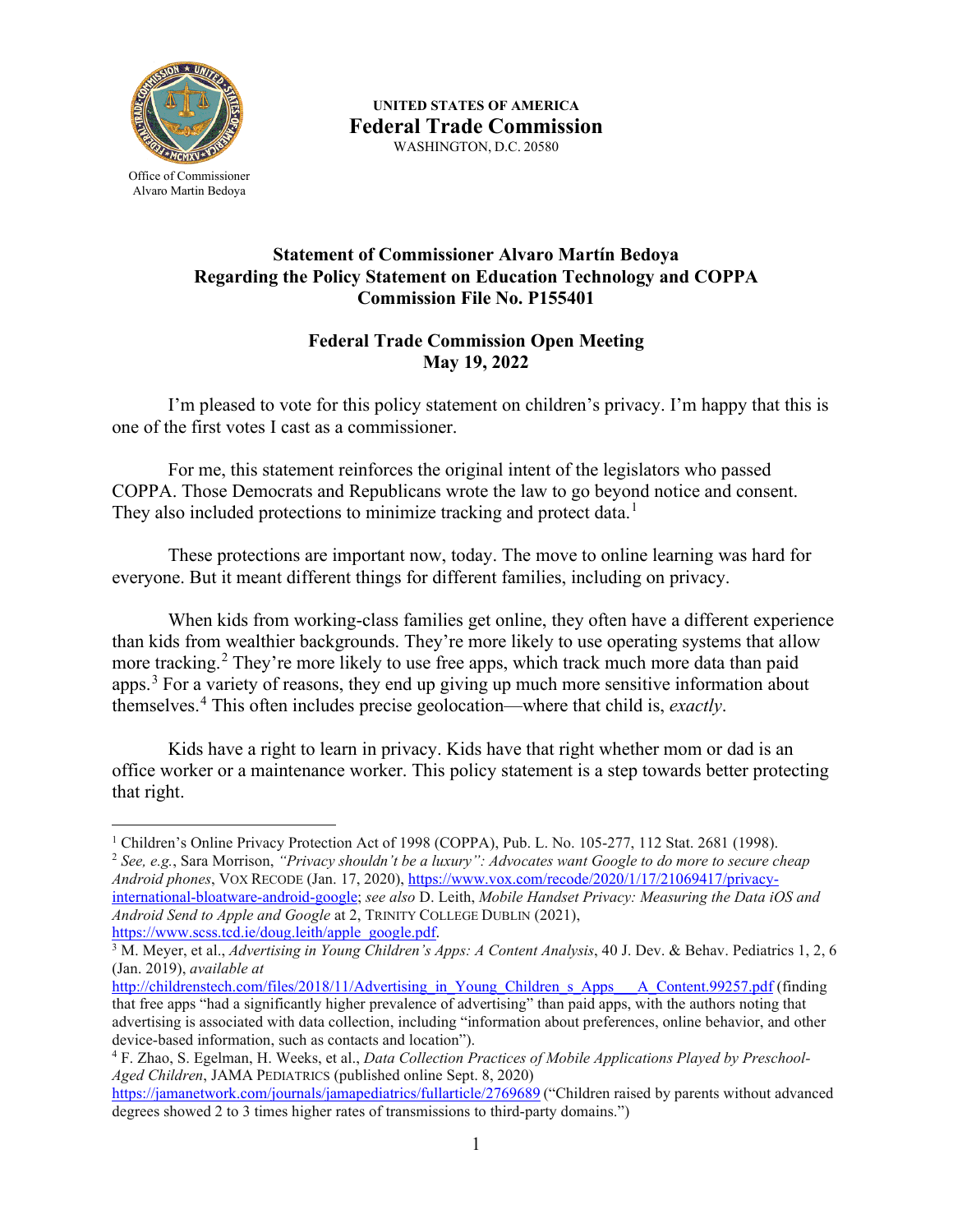UNITED STATES OF AMERICA
**Federal Trade Commission**
WASHINGTON, D.C. 20580

Office of Commissioner
Alvaro Martin Bedoya

## Statement of Commissioner Alvaro Martín Bedoya Regarding the Policy Statement on Education Technology and COPPA Commission File No. P155401

### Federal Trade Commission Open Meeting May 19, 2022

I'm pleased to vote for this policy statement on children's privacy. I'm happy that this is one of the first votes I cast as a commissioner.

For me, this statement reinforces the original intent of the legislators who passed COPPA. Those Democrats and Republicans wrote the law to go beyond notice and consent. They also included protections to minimize tracking and protect data.[1]

These protections are important now, today. The move to online learning was hard for everyone. But it meant different things for different families, including on privacy.

When kids from working-class families get online, they often have a different experience than kids from wealthier backgrounds. They're more likely to use operating systems that allow more tracking.[2] They're more likely to use free apps, which track much more data than paid apps.[3] For a variety of reasons, they end up giving up much more sensitive information about themselves.[4] This often includes precise geolocation—where that child is, *exactly*.

Kids have a right to learn in privacy. Kids have that right whether mom or dad is an office worker or a maintenance worker. This policy statement is a step towards better protecting that right.

---

[1] Children's Online Privacy Protection Act of 1998 (COPPA), Pub. L. No. 105-277, 112 Stat. 2681 (1998).

[2] *See, e.g.*, Sara Morrison, *"Privacy shouldn't be a luxury": Advocates want Google to do more to secure cheap Android phones*, VOX RECODE (Jan. 17, 2020), https://www.vox.com/recode/2020/1/17/21069417/privacy-international-bloatware-android-google; *see also* D. Leith, *Mobile Handset Privacy: Measuring the Data iOS and Android Send to Apple and Google* at 2, TRINITY COLLEGE DUBLIN (2021), https://www.scss.tcd.ie/doug.leith/apple_google.pdf.

[3] M. Meyer, et al., *Advertising in Young Children's Apps: A Content Analysis*, 40 J. Dev. & Behav. Pediatrics 1, 2, 6 (Jan. 2019), *available at* http://childrenstech.com/files/2018/11/Advertising_in_Young_Children_s_Apps___A_Content.99257.pdf (finding that free apps "had a significantly higher prevalence of advertising" than paid apps, with the authors noting that advertising is associated with data collection, including "information about preferences, online behavior, and other device-based information, such as contacts and location").

[4] F. Zhao, S. Egelman, H. Weeks, et al., *Data Collection Practices of Mobile Applications Played by Preschool-Aged Children*, JAMA PEDIATRICS (published online Sept. 8, 2020) https://jamanetwork.com/journals/jamapediatrics/fullarticle/2769689 ("Children raised by parents without advanced degrees showed 2 to 3 times higher rates of transmissions to third-party domains.")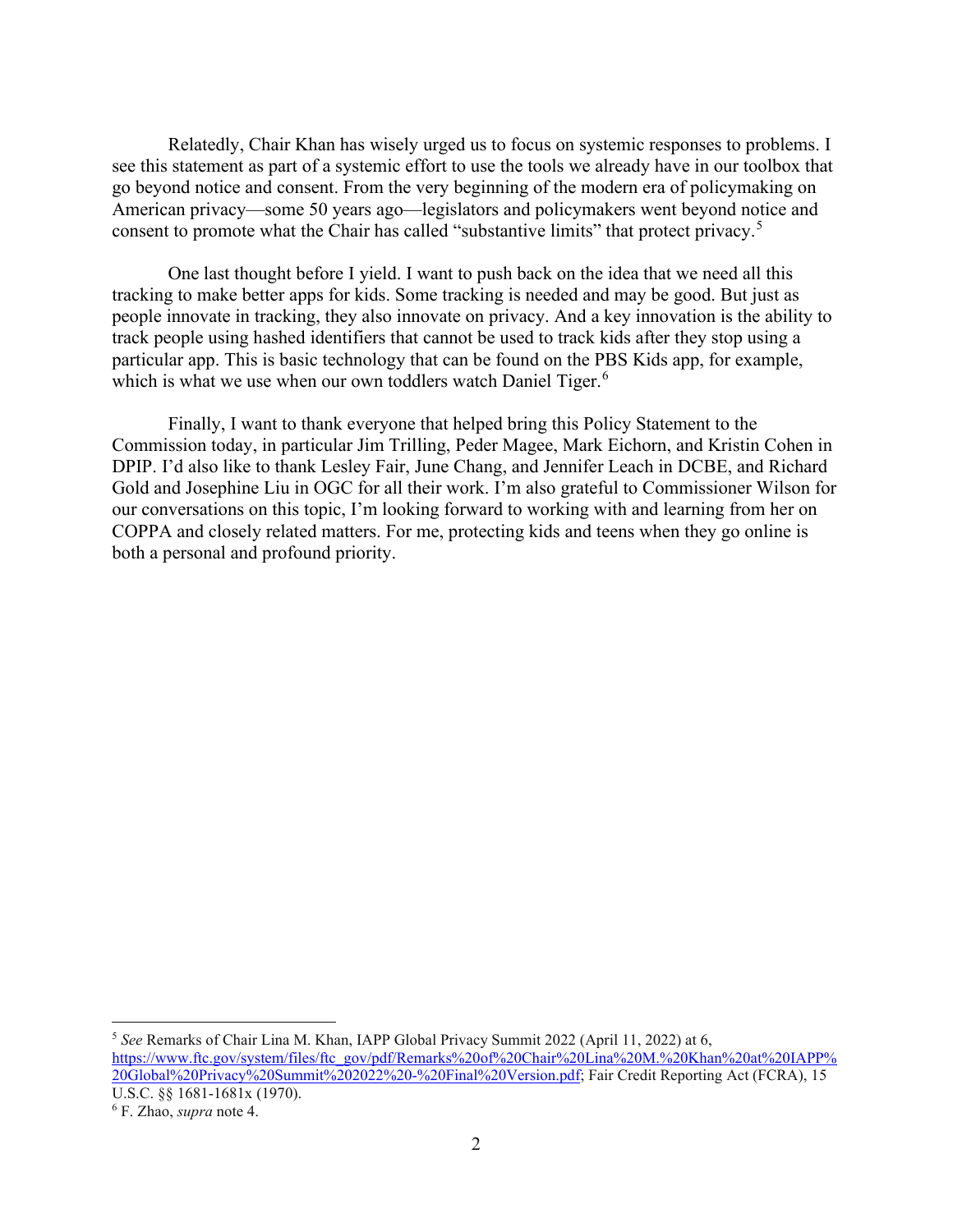Relatedly, Chair Khan has wisely urged us to focus on systemic responses to problems. I see this statement as part of a systemic effort to use the tools we already have in our toolbox that go beyond notice and consent. From the very beginning of the modern era of policymaking on American privacy—some 50 years ago—legislators and policymakers went beyond notice and consent to promote what the Chair has called "substantive limits" that protect privacy.[5]

One last thought before I yield. I want to push back on the idea that we need all this tracking to make better apps for kids. Some tracking is needed and may be good. But just as people innovate in tracking, they also innovate on privacy. And a key innovation is the ability to track people using hashed identifiers that cannot be used to track kids after they stop using a particular app. This is basic technology that can be found on the PBS Kids app, for example, which is what we use when our own toddlers watch Daniel Tiger.[6]

Finally, I want to thank everyone that helped bring this Policy Statement to the Commission today, in particular Jim Trilling, Peder Magee, Mark Eichorn, and Kristin Cohen in DPIP. I'd also like to thank Lesley Fair, June Chang, and Jennifer Leach in DCBE, and Richard Gold and Josephine Liu in OGC for all their work. I'm also grateful to Commissioner Wilson for our conversations on this topic, I'm looking forward to working with and learning from her on COPPA and closely related matters. For me, protecting kids and teens when they go online is both a personal and profound priority.

---

[5] *See* Remarks of Chair Lina M. Khan, IAPP Global Privacy Summit 2022 (April 11, 2022) at 6, https://www.ftc.gov/system/files/ftc_gov/pdf/Remarks%20of%20Chair%20Lina%20M.%20Khan%20at%20IAPP%20Global%20Privacy%20Summit%202022%20-%20Final%20Version.pdf; Fair Credit Reporting Act (FCRA), 15 U.S.C. §§ 1681-1681x (1970).

[6] F. Zhao, *supra* note 4.